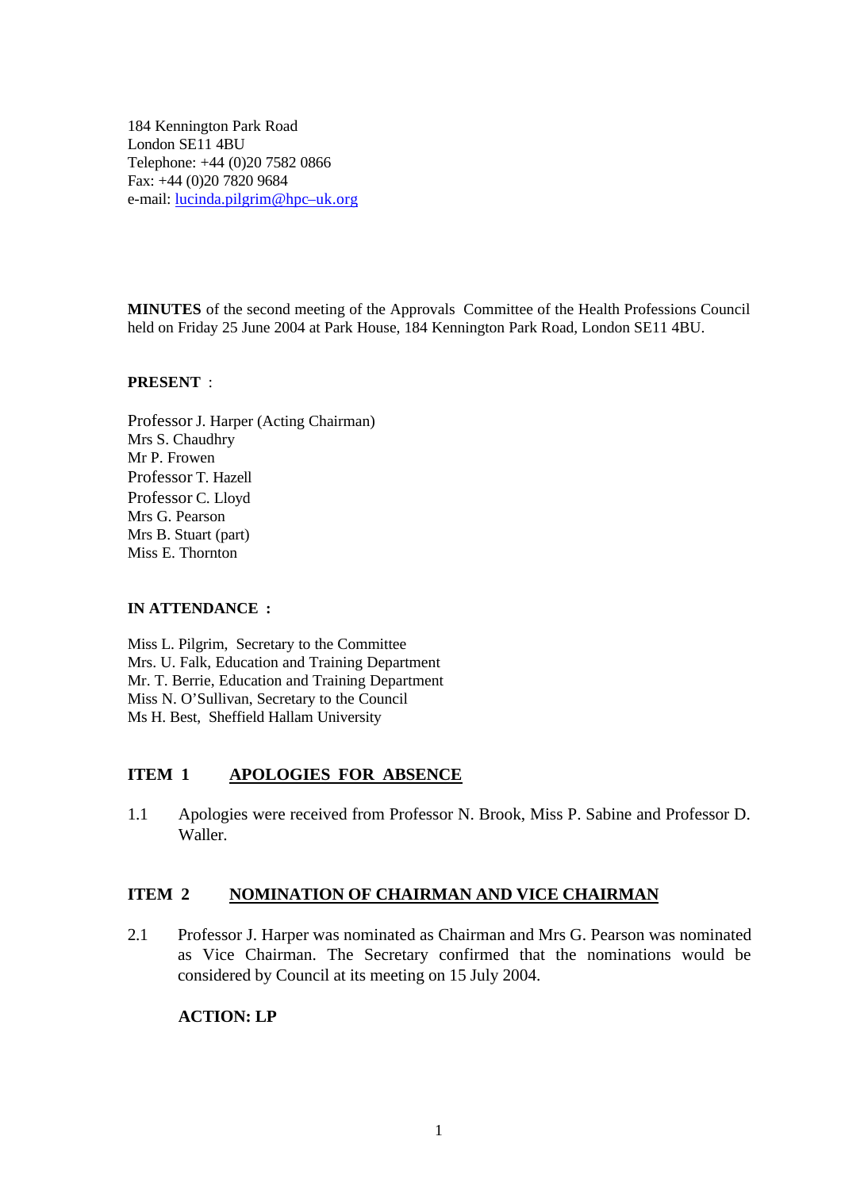184 Kennington Park Road
London SE11 4BU
Telephone: +44 (0)20 7582 0866
Fax: +44 (0)20 7820 9684
e-mail: lucinda.pilgrim@hpc–uk.org

**MINUTES** of the second meeting of the Approvals Committee of the Health Professions Council held on Friday 25 June 2004 at Park House, 184 Kennington Park Road, London SE11 4BU.

**PRESENT** :

Professor J. Harper (Acting Chairman)
Mrs S. Chaudhry
Mr P. Frowen
Professor T. Hazell
Professor C. Lloyd
Mrs G. Pearson
Mrs B. Stuart (part)
Miss E. Thornton

**IN ATTENDANCE :**

Miss L. Pilgrim, Secretary to the Committee
Mrs. U. Falk, Education and Training Department
Mr. T. Berrie, Education and Training Department
Miss N. O'Sullivan, Secretary to the Council
Ms H. Best, Sheffield Hallam University

## ITEM 1 APOLOGIES FOR ABSENCE

1.1 Apologies were received from Professor N. Brook, Miss P. Sabine and Professor D. Waller.

## ITEM 2 NOMINATION OF CHAIRMAN AND VICE CHAIRMAN

2.1 Professor J. Harper was nominated as Chairman and Mrs G. Pearson was nominated as Vice Chairman. The Secretary confirmed that the nominations would be considered by Council at its meeting on 15 July 2004.

**ACTION: LP**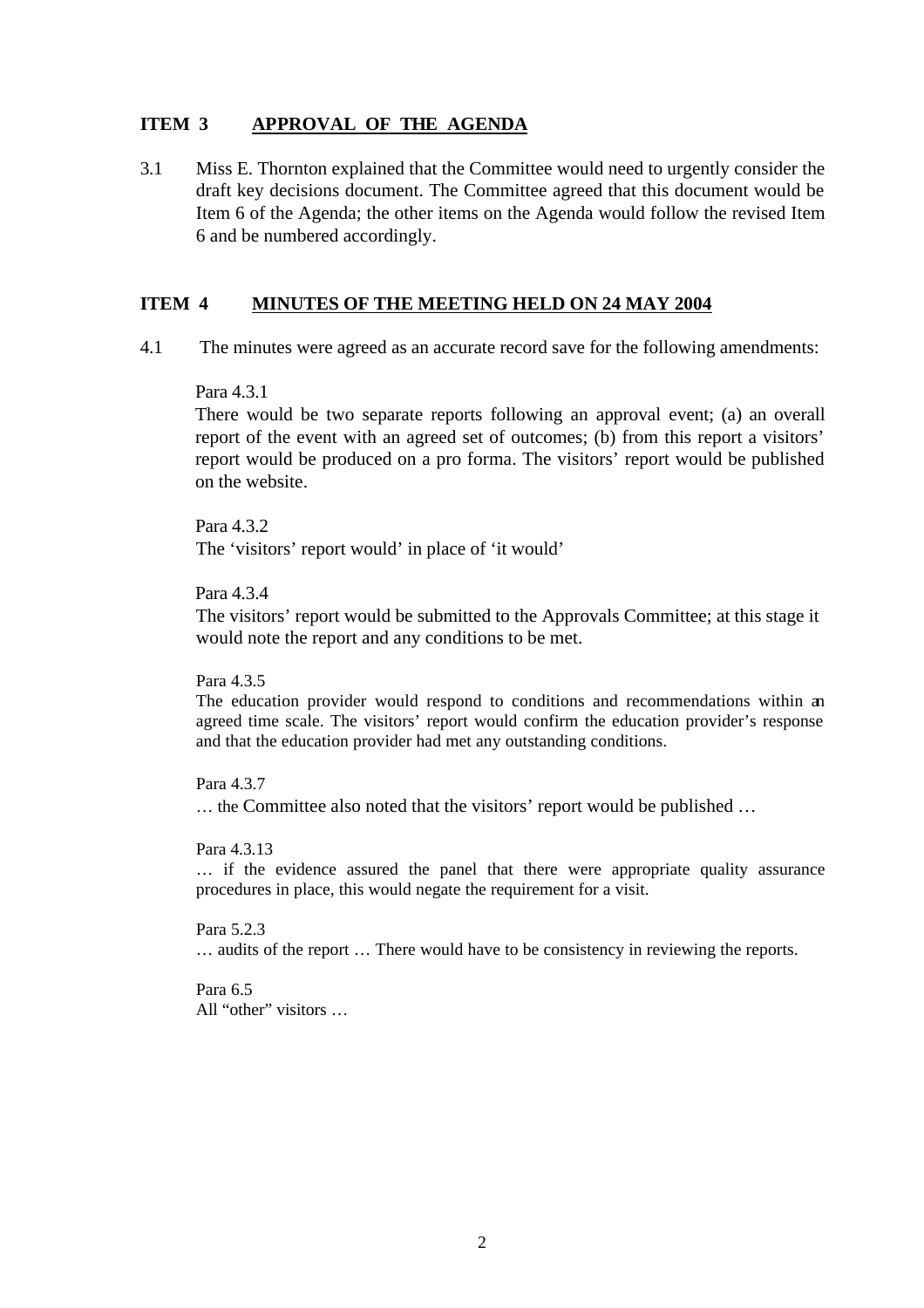## ITEM 3 APPROVAL OF THE AGENDA

3.1 Miss E. Thornton explained that the Committee would need to urgently consider the draft key decisions document. The Committee agreed that this document would be Item 6 of the Agenda; the other items on the Agenda would follow the revised Item 6 and be numbered accordingly.

## ITEM 4 MINUTES OF THE MEETING HELD ON 24 MAY 2004

4.1 The minutes were agreed as an accurate record save for the following amendments:

Para 4.3.1
There would be two separate reports following an approval event; (a) an overall report of the event with an agreed set of outcomes; (b) from this report a visitors' report would be produced on a pro forma. The visitors' report would be published on the website.

Para 4.3.2
The 'visitors' report would' in place of 'it would'

Para 4.3.4
The visitors' report would be submitted to the Approvals Committee; at this stage it would note the report and any conditions to be met.

Para 4.3.5
The education provider would respond to conditions and recommendations within an agreed time scale. The visitors' report would confirm the education provider's response and that the education provider had met any outstanding conditions.

Para 4.3.7
… the Committee also noted that the visitors' report would be published …

Para 4.3.13
… if the evidence assured the panel that there were appropriate quality assurance procedures in place, this would negate the requirement for a visit.

Para 5.2.3
… audits of the report … There would have to be consistency in reviewing the reports.

Para 6.5
All "other" visitors …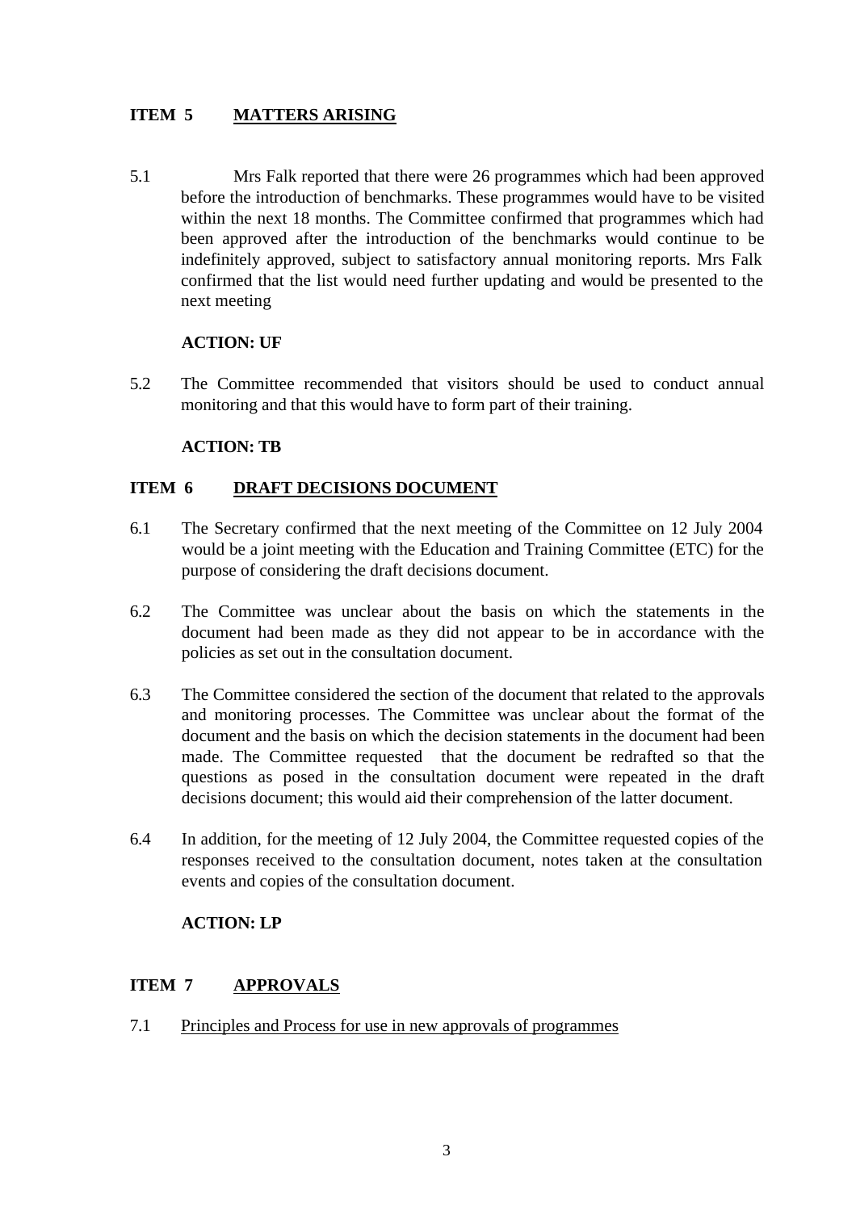## ITEM 5 MATTERS ARISING

5.1 Mrs Falk reported that there were 26 programmes which had been approved before the introduction of benchmarks. These programmes would have to be visited within the next 18 months. The Committee confirmed that programmes which had been approved after the introduction of the benchmarks would continue to be indefinitely approved, subject to satisfactory annual monitoring reports. Mrs Falk confirmed that the list would need further updating and would be presented to the next meeting

**ACTION: UF**

5.2 The Committee recommended that visitors should be used to conduct annual monitoring and that this would have to form part of their training.

**ACTION: TB**

## ITEM 6 DRAFT DECISIONS DOCUMENT

6.1 The Secretary confirmed that the next meeting of the Committee on 12 July 2004 would be a joint meeting with the Education and Training Committee (ETC) for the purpose of considering the draft decisions document.

6.2 The Committee was unclear about the basis on which the statements in the document had been made as they did not appear to be in accordance with the policies as set out in the consultation document.

6.3 The Committee considered the section of the document that related to the approvals and monitoring processes. The Committee was unclear about the format of the document and the basis on which the decision statements in the document had been made. The Committee requested that the document be redrafted so that the questions as posed in the consultation document were repeated in the draft decisions document; this would aid their comprehension of the latter document.

6.4 In addition, for the meeting of 12 July 2004, the Committee requested copies of the responses received to the consultation document, notes taken at the consultation events and copies of the consultation document.

**ACTION: LP**

## ITEM 7 APPROVALS

7.1 Principles and Process for use in new approvals of programmes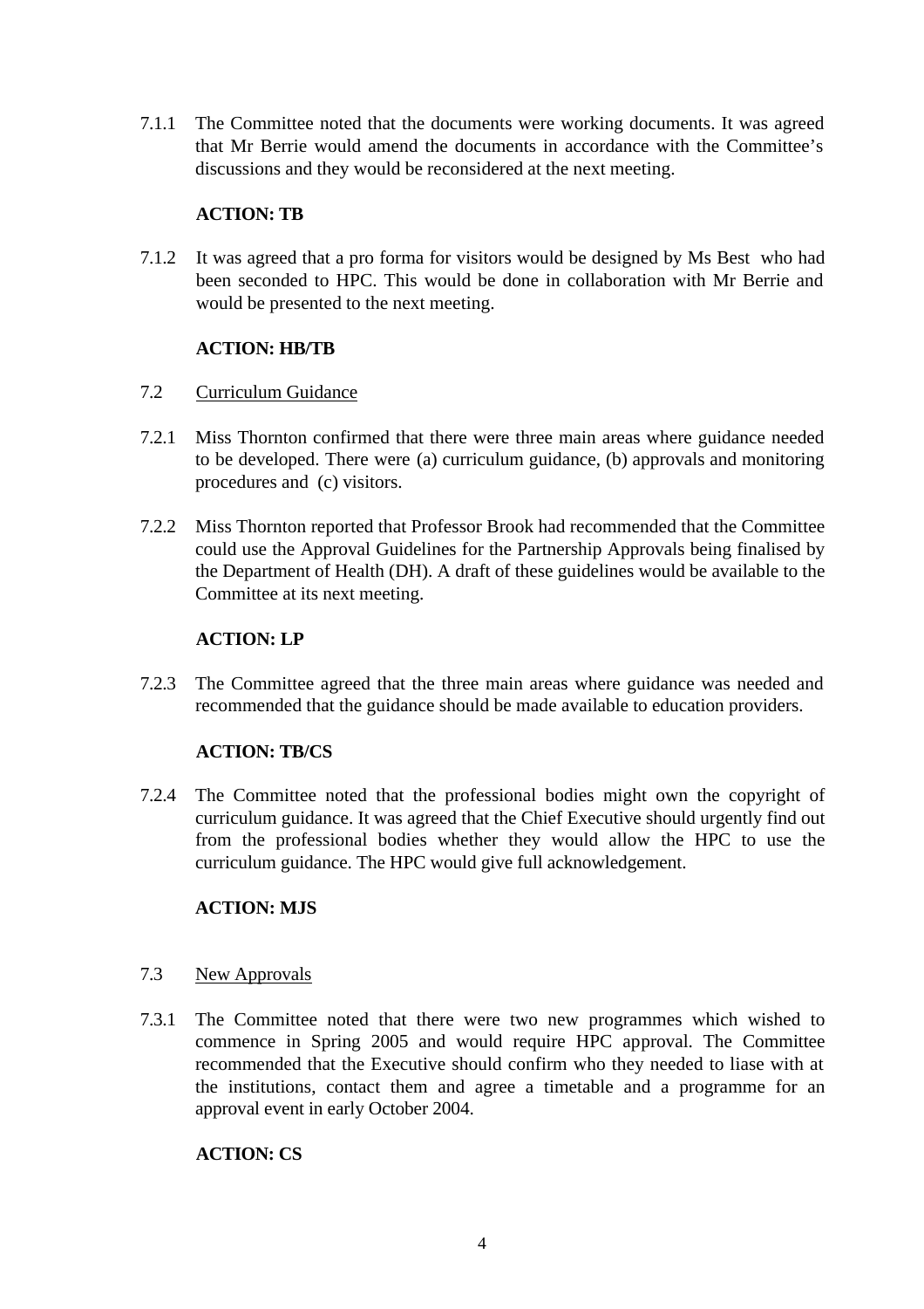7.1.1 The Committee noted that the documents were working documents. It was agreed that Mr Berrie would amend the documents in accordance with the Committee's discussions and they would be reconsidered at the next meeting.

**ACTION: TB**

7.1.2 It was agreed that a pro forma for visitors would be designed by Ms Best who had been seconded to HPC. This would be done in collaboration with Mr Berrie and would be presented to the next meeting.

**ACTION: HB/TB**

7.2 Curriculum Guidance

7.2.1 Miss Thornton confirmed that there were three main areas where guidance needed to be developed. There were (a) curriculum guidance, (b) approvals and monitoring procedures and (c) visitors.

7.2.2 Miss Thornton reported that Professor Brook had recommended that the Committee could use the Approval Guidelines for the Partnership Approvals being finalised by the Department of Health (DH). A draft of these guidelines would be available to the Committee at its next meeting.

**ACTION: LP**

7.2.3 The Committee agreed that the three main areas where guidance was needed and recommended that the guidance should be made available to education providers.

**ACTION: TB/CS**

7.2.4 The Committee noted that the professional bodies might own the copyright of curriculum guidance. It was agreed that the Chief Executive should urgently find out from the professional bodies whether they would allow the HPC to use the curriculum guidance. The HPC would give full acknowledgement.

**ACTION: MJS**

7.3 New Approvals

7.3.1 The Committee noted that there were two new programmes which wished to commence in Spring 2005 and would require HPC approval. The Committee recommended that the Executive should confirm who they needed to liase with at the institutions, contact them and agree a timetable and a programme for an approval event in early October 2004.

**ACTION: CS**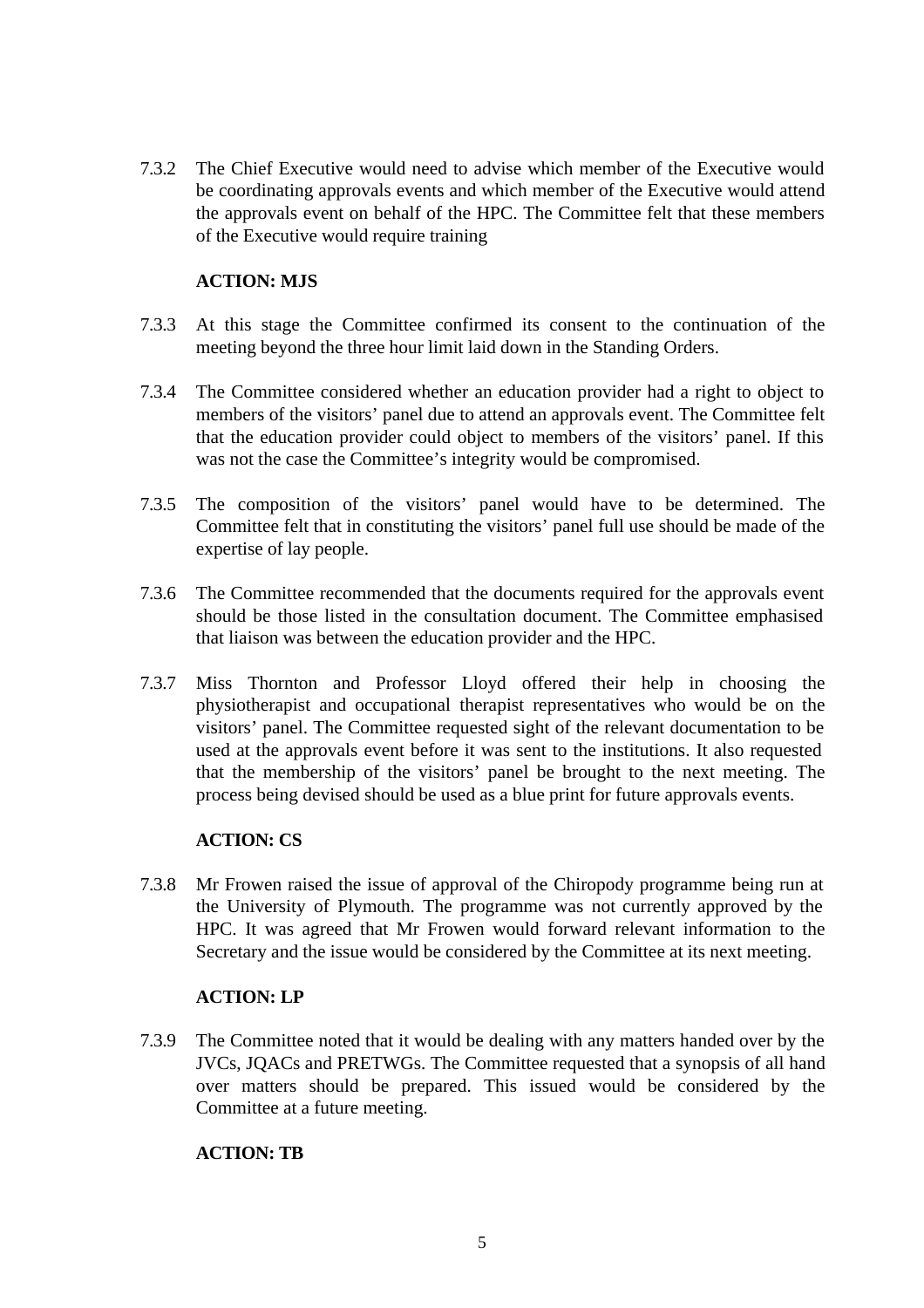7.3.2 The Chief Executive would need to advise which member of the Executive would be coordinating approvals events and which member of the Executive would attend the approvals event on behalf of the HPC. The Committee felt that these members of the Executive would require training

**ACTION: MJS**

7.3.3 At this stage the Committee confirmed its consent to the continuation of the meeting beyond the three hour limit laid down in the Standing Orders.

7.3.4 The Committee considered whether an education provider had a right to object to members of the visitors' panel due to attend an approvals event. The Committee felt that the education provider could object to members of the visitors' panel. If this was not the case the Committee's integrity would be compromised.

7.3.5 The composition of the visitors' panel would have to be determined. The Committee felt that in constituting the visitors' panel full use should be made of the expertise of lay people.

7.3.6 The Committee recommended that the documents required for the approvals event should be those listed in the consultation document. The Committee emphasised that liaison was between the education provider and the HPC.

7.3.7 Miss Thornton and Professor Lloyd offered their help in choosing the physiotherapist and occupational therapist representatives who would be on the visitors' panel. The Committee requested sight of the relevant documentation to be used at the approvals event before it was sent to the institutions. It also requested that the membership of the visitors' panel be brought to the next meeting. The process being devised should be used as a blue print for future approvals events.

**ACTION: CS**

7.3.8 Mr Frowen raised the issue of approval of the Chiropody programme being run at the University of Plymouth. The programme was not currently approved by the HPC. It was agreed that Mr Frowen would forward relevant information to the Secretary and the issue would be considered by the Committee at its next meeting.

**ACTION: LP**

7.3.9 The Committee noted that it would be dealing with any matters handed over by the JVCs, JQACs and PRETWGs. The Committee requested that a synopsis of all hand over matters should be prepared. This issued would be considered by the Committee at a future meeting.

**ACTION: TB**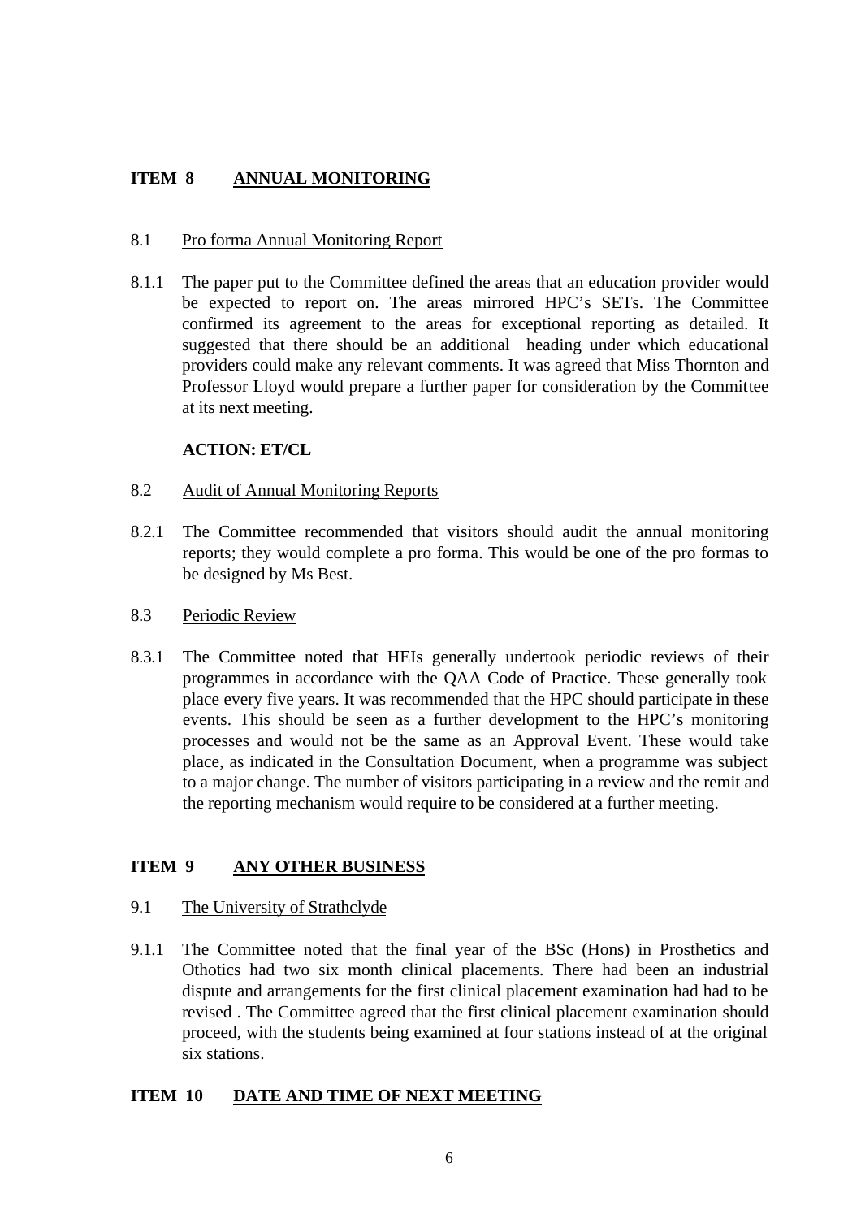## ITEM 8 ANNUAL MONITORING

8.1 Pro forma Annual Monitoring Report

8.1.1 The paper put to the Committee defined the areas that an education provider would be expected to report on. The areas mirrored HPC's SETs. The Committee confirmed its agreement to the areas for exceptional reporting as detailed. It suggested that there should be an additional heading under which educational providers could make any relevant comments. It was agreed that Miss Thornton and Professor Lloyd would prepare a further paper for consideration by the Committee at its next meeting.

**ACTION: ET/CL**

8.2 Audit of Annual Monitoring Reports

8.2.1 The Committee recommended that visitors should audit the annual monitoring reports; they would complete a pro forma. This would be one of the pro formas to be designed by Ms Best.

8.3 Periodic Review

8.3.1 The Committee noted that HEIs generally undertook periodic reviews of their programmes in accordance with the QAA Code of Practice. These generally took place every five years. It was recommended that the HPC should participate in these events. This should be seen as a further development to the HPC's monitoring processes and would not be the same as an Approval Event. These would take place, as indicated in the Consultation Document, when a programme was subject to a major change. The number of visitors participating in a review and the remit and the reporting mechanism would require to be considered at a further meeting.

## ITEM 9 ANY OTHER BUSINESS

9.1 The University of Strathclyde

9.1.1 The Committee noted that the final year of the BSc (Hons) in Prosthetics and Othotics had two six month clinical placements. There had been an industrial dispute and arrangements for the first clinical placement examination had had to be revised . The Committee agreed that the first clinical placement examination should proceed, with the students being examined at four stations instead of at the original six stations.

## ITEM 10 DATE AND TIME OF NEXT MEETING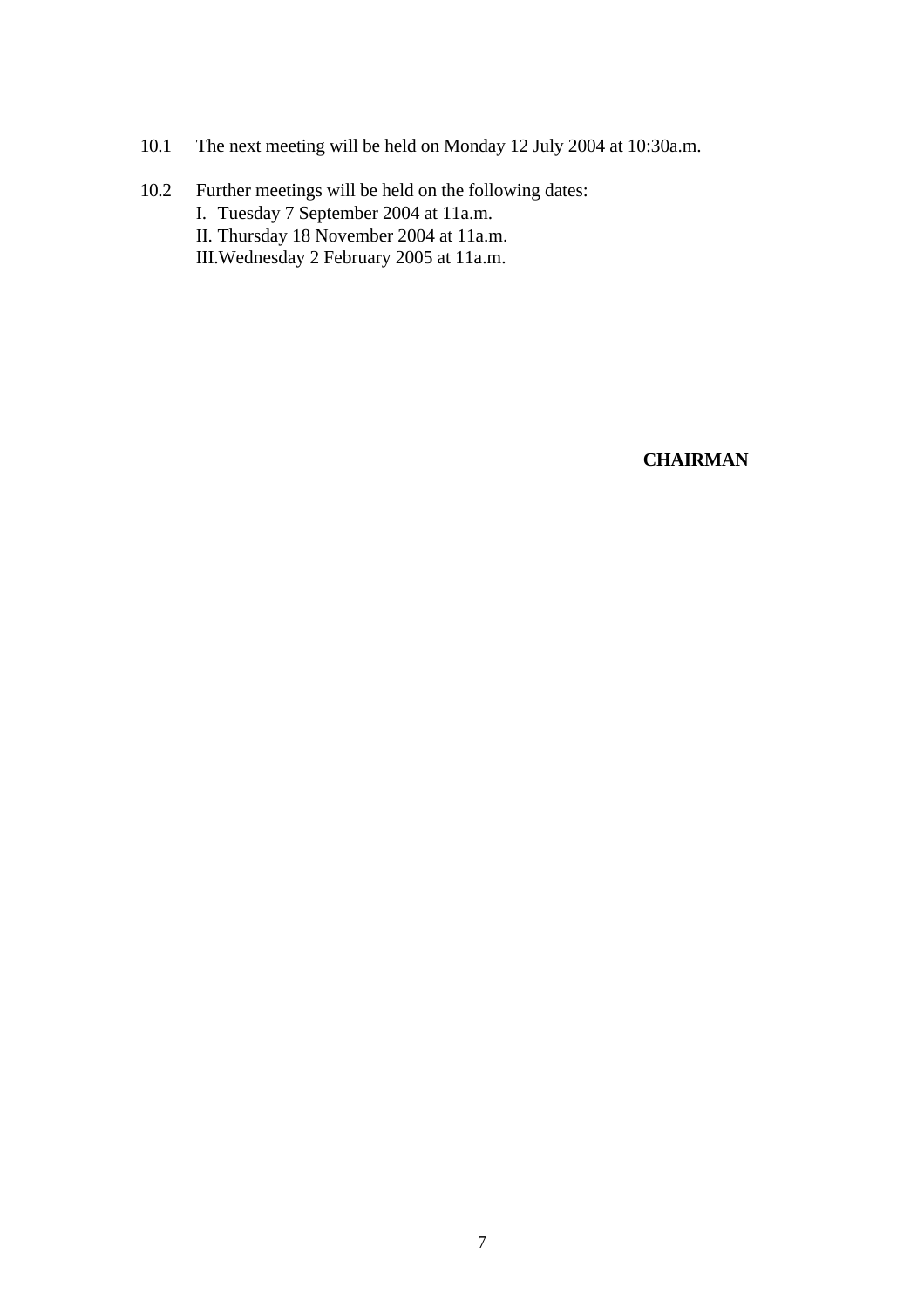10.1 The next meeting will be held on Monday 12 July 2004 at 10:30a.m.

10.2 Further meetings will be held on the following dates:

I. Tuesday 7 September 2004 at 11a.m.
II. Thursday 18 November 2004 at 11a.m.
III. Wednesday 2 February 2005 at 11a.m.

**CHAIRMAN**